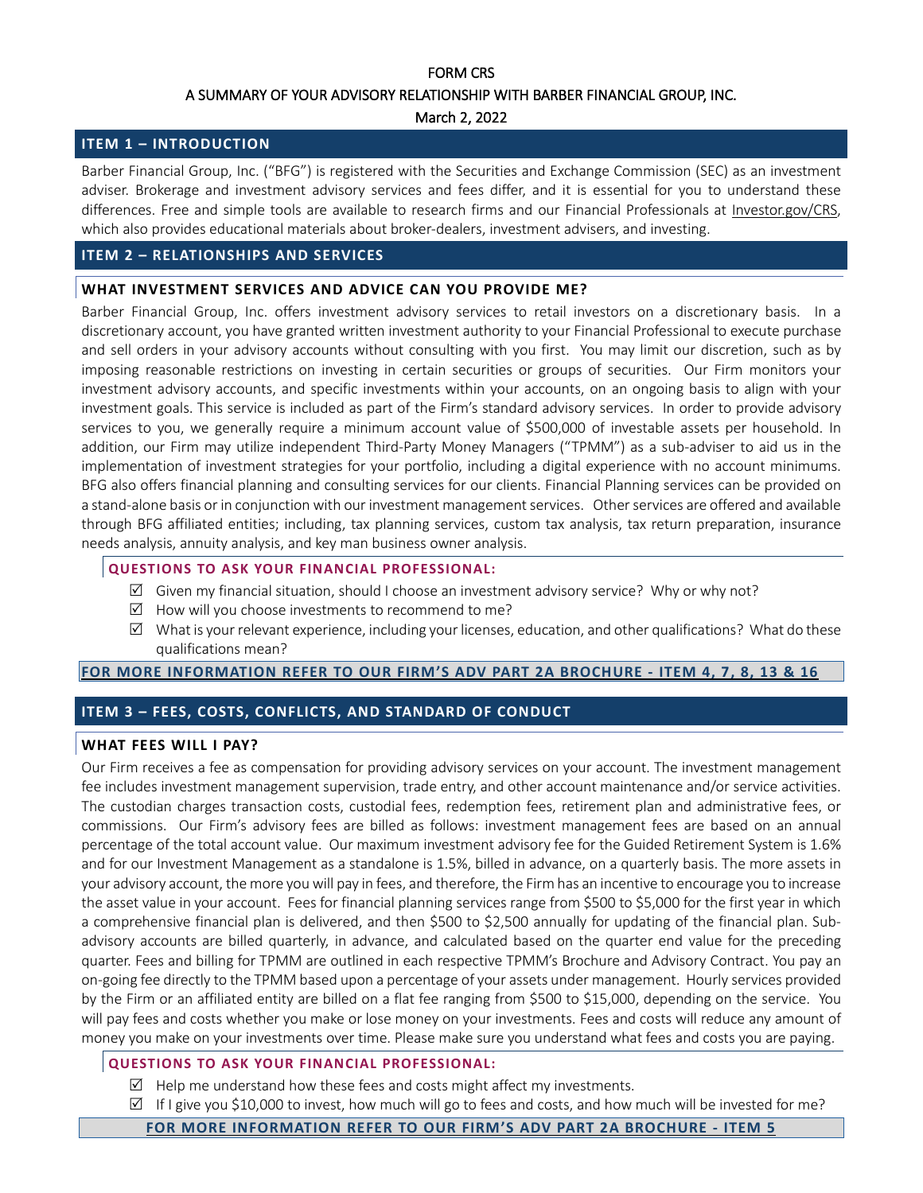FORM CRS

A SUMMARY OF YOUR ADVISORY RELATIONSHIP WITH BARBER FINANCIAL GROUP, INC.

March 2, 2022

## ITEM 1 – INTRODUCTION

Barber Financial Group, Inc. ("BFG") is registered with the Securities and Exchange Commission (SEC) as an investment adviser. Brokerage and investment advisory services and fees differ, and it is essential for you to understand these differences. Free and simple tools are available to research firms and our Financial Professionals at Investor.gov/CRS, which also provides educational materials about broker-dealers, investment advisers, and investing.

## ITEM 2 – RELATIONSHIPS AND SERVICES

### WHAT INVESTMENT SERVICES AND ADVICE CAN YOU PROVIDE ME?

Barber Financial Group, Inc. offers investment advisory services to retail investors on a discretionary basis. In a discretionary account, you have granted written investment authority to your Financial Professional to execute purchase and sell orders in your advisory accounts without consulting with you first. You may limit our discretion, such as by imposing reasonable restrictions on investing in certain securities or groups of securities. Our Firm monitors your investment advisory accounts, and specific investments within your accounts, on an ongoing basis to align with your investment goals. This service is included as part of the Firm's standard advisory services. In order to provide advisory services to you, we generally require a minimum account value of $500,000 of investable assets per household. In addition, our Firm may utilize independent Third-Party Money Managers ("TPMM") as a sub-adviser to aid us in the implementation of investment strategies for your portfolio, including a digital experience with no account minimums. BFG also offers financial planning and consulting services for our clients. Financial Planning services can be provided on a stand-alone basis or in conjunction with our investment management services. Other services are offered and available through BFG affiliated entities; including, tax planning services, custom tax analysis, tax return preparation, insurance needs analysis, annuity analysis, and key man business owner analysis.

#### QUESTIONS TO ASK YOUR FINANCIAL PROFESSIONAL:

- ☑ Given my financial situation, should I choose an investment advisory service? Why or why not?
- ☑ How will you choose investments to recommend to me?
- ☑ What is your relevant experience, including your licenses, education, and other qualifications? What do these qualifications mean?

**FOR MORE INFORMATION REFER TO OUR FIRM'S ADV PART 2A BROCHURE - ITEM 4, 7, 8, 13 & 16**

## ITEM 3 – FEES, COSTS, CONFLICTS, AND STANDARD OF CONDUCT

### WHAT FEES WILL I PAY?

Our Firm receives a fee as compensation for providing advisory services on your account. The investment management fee includes investment management supervision, trade entry, and other account maintenance and/or service activities. The custodian charges transaction costs, custodial fees, redemption fees, retirement plan and administrative fees, or commissions. Our Firm's advisory fees are billed as follows: investment management fees are based on an annual percentage of the total account value. Our maximum investment advisory fee for the Guided Retirement System is 1.6% and for our Investment Management as a standalone is 1.5%, billed in advance, on a quarterly basis. The more assets in your advisory account, the more you will pay in fees, and therefore, the Firm has an incentive to encourage you to increase the asset value in your account. Fees for financial planning services range from $500 to $5,000 for the first year in which a comprehensive financial plan is delivered, and then $500 to $2,500 annually for updating of the financial plan. Sub-advisory accounts are billed quarterly, in advance, and calculated based on the quarter end value for the preceding quarter. Fees and billing for TPMM are outlined in each respective TPMM's Brochure and Advisory Contract. You pay an on-going fee directly to the TPMM based upon a percentage of your assets under management. Hourly services provided by the Firm or an affiliated entity are billed on a flat fee ranging from $500 to $15,000, depending on the service. You will pay fees and costs whether you make or lose money on your investments. Fees and costs will reduce any amount of money you make on your investments over time. Please make sure you understand what fees and costs you are paying.

#### QUESTIONS TO ASK YOUR FINANCIAL PROFESSIONAL:

- ☑ Help me understand how these fees and costs might affect my investments.
- ☑ If I give you $10,000 to invest, how much will go to fees and costs, and how much will be invested for me?

**FOR MORE INFORMATION REFER TO OUR FIRM'S ADV PART 2A BROCHURE - ITEM 5**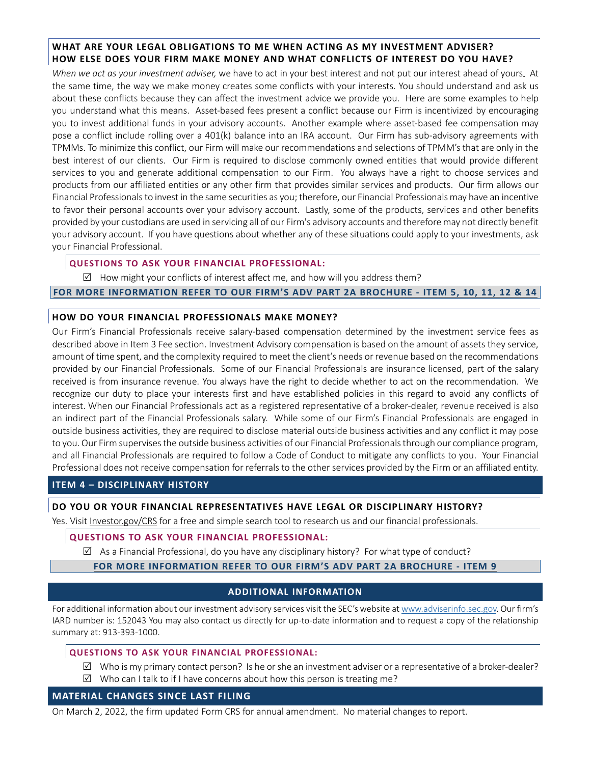### WHAT ARE YOUR LEGAL OBLIGATIONS TO ME WHEN ACTING AS MY INVESTMENT ADVISER? HOW ELSE DOES YOUR FIRM MAKE MONEY AND WHAT CONFLICTS OF INTEREST DO YOU HAVE?

*When we act as your investment adviser,* we have to act in your best interest and not put our interest ahead of yours. At the same time, the way we make money creates some conflicts with your interests. You should understand and ask us about these conflicts because they can affect the investment advice we provide you. Here are some examples to help you understand what this means. Asset-based fees present a conflict because our Firm is incentivized by encouraging you to invest additional funds in your advisory accounts. Another example where asset-based fee compensation may pose a conflict include rolling over a 401(k) balance into an IRA account. Our Firm has sub-advisory agreements with TPMMs. To minimize this conflict, our Firm will make our recommendations and selections of TPMM's that are only in the best interest of our clients. Our Firm is required to disclose commonly owned entities that would provide different services to you and generate additional compensation to our Firm. You always have a right to choose services and products from our affiliated entities or any other firm that provides similar services and products. Our firm allows our Financial Professionals to invest in the same securities as you; therefore, our Financial Professionals may have an incentive to favor their personal accounts over your advisory account. Lastly, some of the products, services and other benefits provided by your custodians are used in servicing all of our Firm's advisory accounts and therefore may not directly benefit your advisory account. If you have questions about whether any of these situations could apply to your investments, ask your Financial Professional.

**QUESTIONS TO ASK YOUR FINANCIAL PROFESSIONAL:**

- ☑ How might your conflicts of interest affect me, and how will you address them?

**FOR MORE INFORMATION REFER TO OUR FIRM'S ADV PART 2A BROCHURE - ITEM 5, 10, 11, 12 & 14**

### HOW DO YOUR FINANCIAL PROFESSIONALS MAKE MONEY?

Our Firm's Financial Professionals receive salary-based compensation determined by the investment service fees as described above in Item 3 Fee section. Investment Advisory compensation is based on the amount of assets they service, amount of time spent, and the complexity required to meet the client's needs or revenue based on the recommendations provided by our Financial Professionals. Some of our Financial Professionals are insurance licensed, part of the salary received is from insurance revenue. You always have the right to decide whether to act on the recommendation. We recognize our duty to place your interests first and have established policies in this regard to avoid any conflicts of interest. When our Financial Professionals act as a registered representative of a broker-dealer, revenue received is also an indirect part of the Financial Professionals salary. While some of our Firm's Financial Professionals are engaged in outside business activities, they are required to disclose material outside business activities and any conflict it may pose to you. Our Firm supervises the outside business activities of our Financial Professionals through our compliance program, and all Financial Professionals are required to follow a Code of Conduct to mitigate any conflicts to you. Your Financial Professional does not receive compensation for referrals to the other services provided by the Firm or an affiliated entity.

## ITEM 4 – DISCIPLINARY HISTORY

### DO YOU OR YOUR FINANCIAL REPRESENTATIVES HAVE LEGAL OR DISCIPLINARY HISTORY?

Yes. Visit Investor.gov/CRS for a free and simple search tool to research us and our financial professionals.

**QUESTIONS TO ASK YOUR FINANCIAL PROFESSIONAL:**

- ☑ As a Financial Professional, do you have any disciplinary history? For what type of conduct?

**FOR MORE INFORMATION REFER TO OUR FIRM'S ADV PART 2A BROCHURE - ITEM 9**

## ADDITIONAL INFORMATION

For additional information about our investment advisory services visit the SEC's website at www.adviserinfo.sec.gov. Our firm's IARD number is: 152043 You may also contact us directly for up-to-date information and to request a copy of the relationship summary at: 913-393-1000.

**QUESTIONS TO ASK YOUR FINANCIAL PROFESSIONAL:**

- ☑ Who is my primary contact person? Is he or she an investment adviser or a representative of a broker-dealer?
- ☑ Who can I talk to if I have concerns about how this person is treating me?

## MATERIAL CHANGES SINCE LAST FILING

On March 2, 2022, the firm updated Form CRS for annual amendment. No material changes to report.